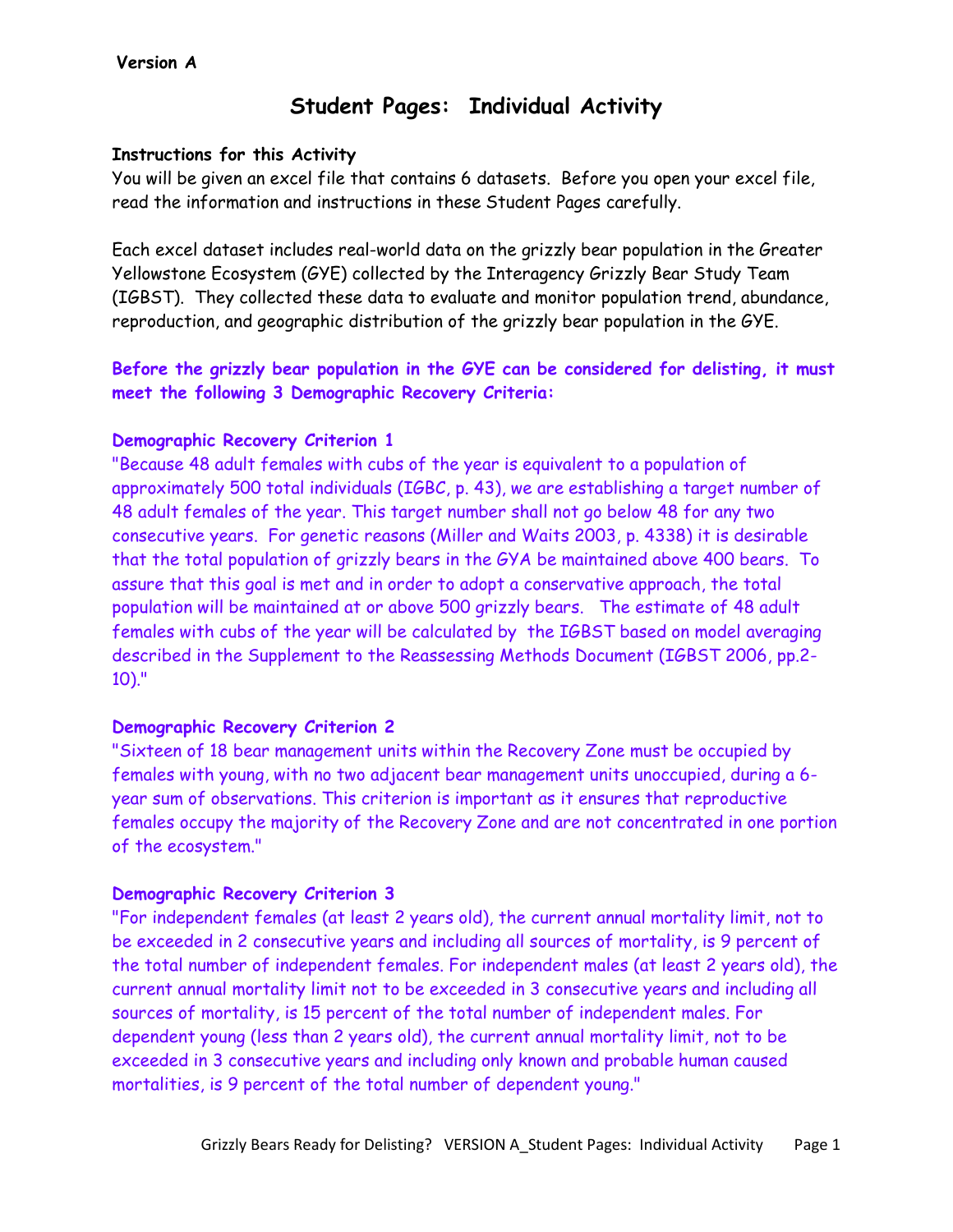**Version A**

# Student Pages: Individual Activity

**Instructions for this Activity**

You will be given an excel file that contains 6 datasets. Before you open your excel file, read the information and instructions in these Student Pages carefully.

Each excel dataset includes real-world data on the grizzly bear population in the Greater Yellowstone Ecosystem (GYE) collected by the Interagency Grizzly Bear Study Team (IGBST). They collected these data to evaluate and monitor population trend, abundance, reproduction, and geographic distribution of the grizzly bear population in the GYE.

**Before the grizzly bear population in the GYE can be considered for delisting, it must meet the following 3 Demographic Recovery Criteria:**

**Demographic Recovery Criterion 1**

"Because 48 adult females with cubs of the year is equivalent to a population of approximately 500 total individuals (IGBC, p. 43), we are establishing a target number of 48 adult females of the year. This target number shall not go below 48 for any two consecutive years. For genetic reasons (Miller and Waits 2003, p. 4338) it is desirable that the total population of grizzly bears in the GYA be maintained above 400 bears. To assure that this goal is met and in order to adopt a conservative approach, the total population will be maintained at or above 500 grizzly bears. The estimate of 48 adult females with cubs of the year will be calculated by the IGBST based on model averaging described in the Supplement to the Reassessing Methods Document (IGBST 2006, pp.2-10)."

**Demographic Recovery Criterion 2**

"Sixteen of 18 bear management units within the Recovery Zone must be occupied by females with young, with no two adjacent bear management units unoccupied, during a 6-year sum of observations. This criterion is important as it ensures that reproductive females occupy the majority of the Recovery Zone and are not concentrated in one portion of the ecosystem."

**Demographic Recovery Criterion 3**

"For independent females (at least 2 years old), the current annual mortality limit, not to be exceeded in 2 consecutive years and including all sources of mortality, is 9 percent of the total number of independent females. For independent males (at least 2 years old), the current annual mortality limit not to be exceeded in 3 consecutive years and including all sources of mortality, is 15 percent of the total number of independent males. For dependent young (less than 2 years old), the current annual mortality limit, not to be exceeded in 3 consecutive years and including only known and probable human caused mortalities, is 9 percent of the total number of dependent young."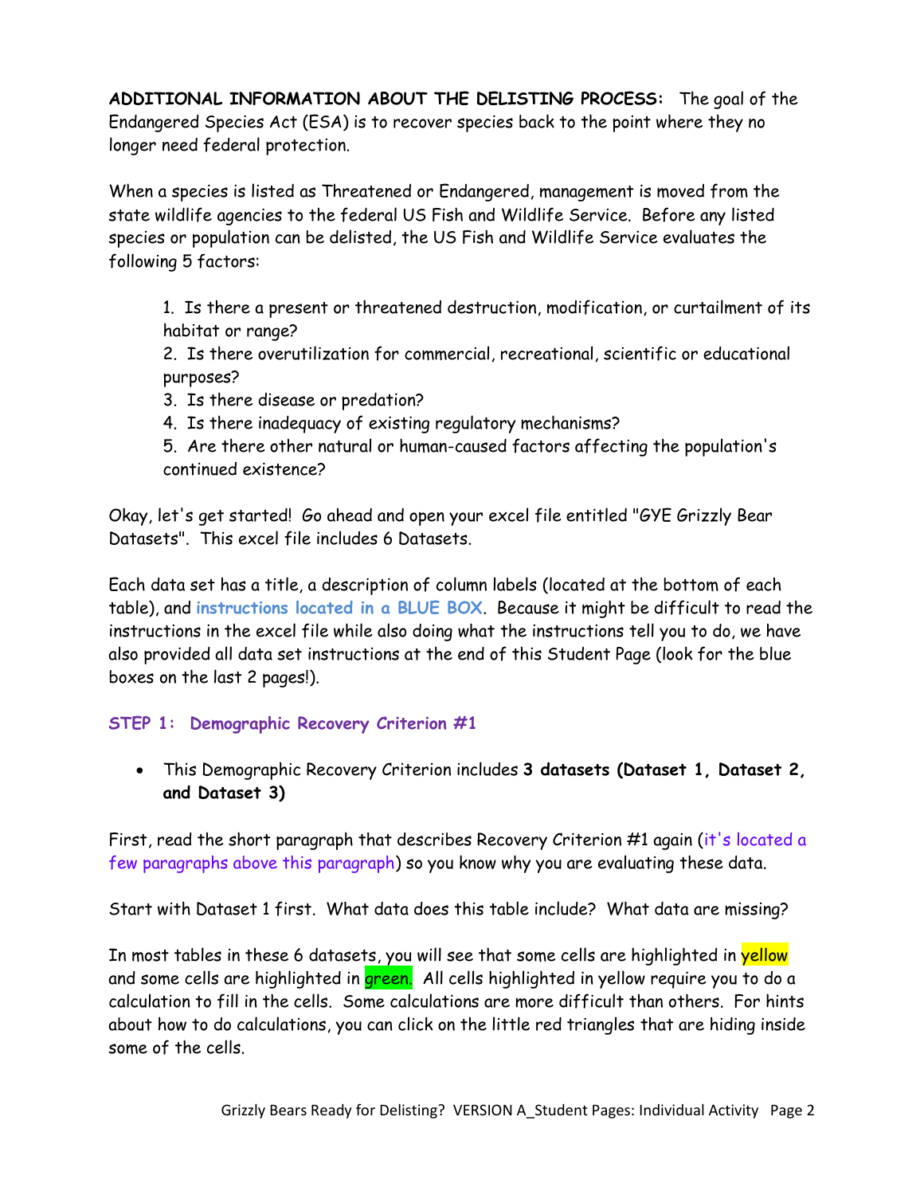**ADDITIONAL INFORMATION ABOUT THE DELISTING PROCESS:** The goal of the Endangered Species Act (ESA) is to recover species back to the point where they no longer need federal protection.

When a species is listed as Threatened or Endangered, management is moved from the state wildlife agencies to the federal US Fish and Wildlife Service. Before any listed species or population can be delisted, the US Fish and Wildlife Service evaluates the following 5 factors:

1. Is there a present or threatened destruction, modification, or curtailment of its habitat or range?
2. Is there overutilization for commercial, recreational, scientific or educational purposes?
3. Is there disease or predation?
4. Is there inadequacy of existing regulatory mechanisms?
5. Are there other natural or human-caused factors affecting the population's continued existence?

Okay, let's get started! Go ahead and open your excel file entitled "GYE Grizzly Bear Datasets". This excel file includes 6 Datasets.

Each data set has a title, a description of column labels (located at the bottom of each table), and **instructions located in a BLUE BOX**. Because it might be difficult to read the instructions in the excel file while also doing what the instructions tell you to do, we have also provided all data set instructions at the end of this Student Page (look for the blue boxes on the last 2 pages!).

### STEP 1: Demographic Recovery Criterion #1

- This Demographic Recovery Criterion includes **3 datasets (Dataset 1, Dataset 2, and Dataset 3)**

First, read the short paragraph that describes Recovery Criterion #1 again (it's located a few paragraphs above this paragraph) so you know why you are evaluating these data.

Start with Dataset 1 first. What data does this table include? What data are missing?

In most tables in these 6 datasets, you will see that some cells are highlighted in yellow and some cells are highlighted in green. All cells highlighted in yellow require you to do a calculation to fill in the cells. Some calculations are more difficult than others. For hints about how to do calculations, you can click on the little red triangles that are hiding inside some of the cells.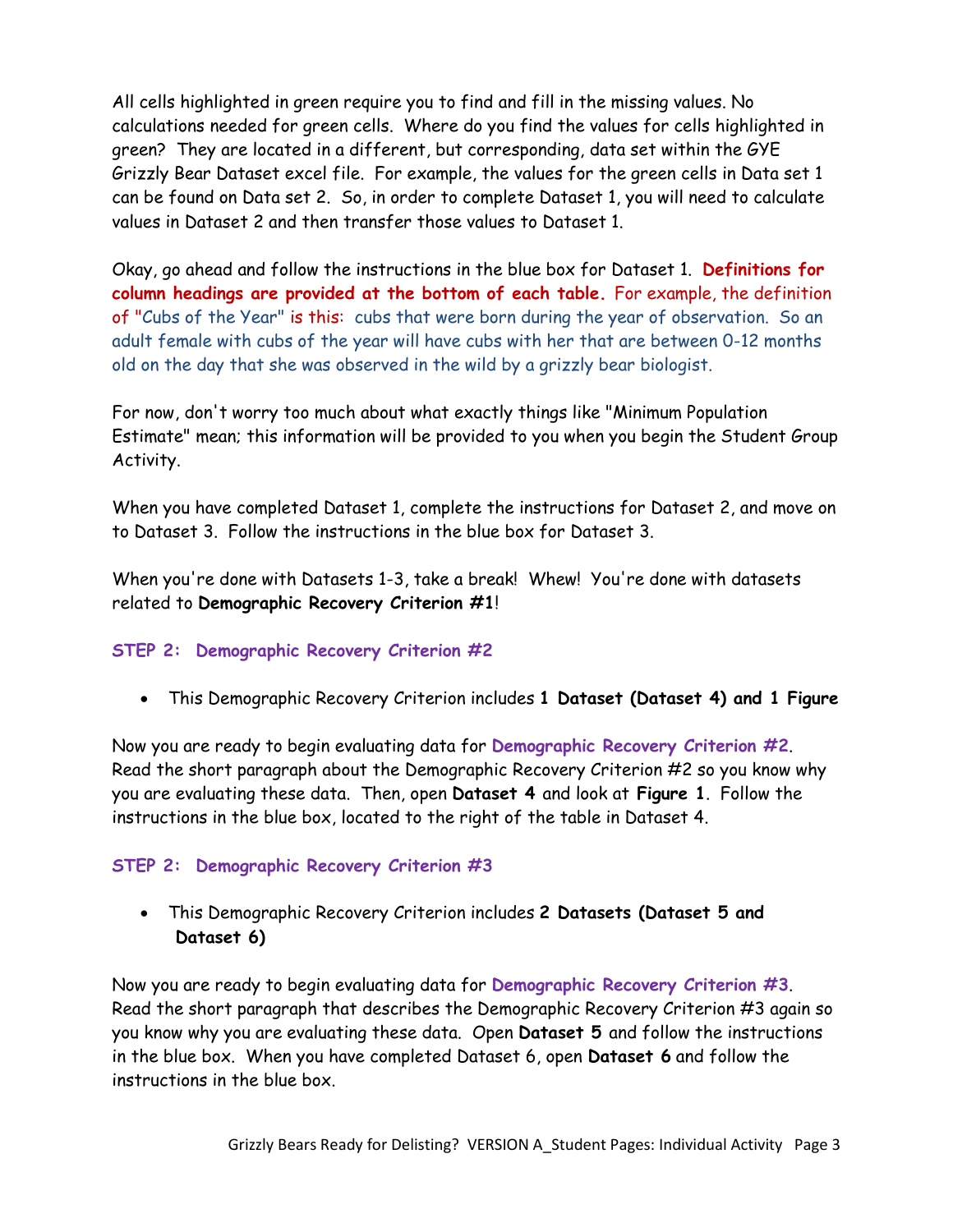All cells highlighted in green require you to find and fill in the missing values. No calculations needed for green cells. Where do you find the values for cells highlighted in green? They are located in a different, but corresponding, data set within the GYE Grizzly Bear Dataset excel file. For example, the values for the green cells in Data set 1 can be found on Data set 2. So, in order to complete Dataset 1, you will need to calculate values in Dataset 2 and then transfer those values to Dataset 1.

Okay, go ahead and follow the instructions in the blue box for Dataset 1. **Definitions for column headings are provided at the bottom of each table.** For example, the definition of "Cubs of the Year" is this: cubs that were born during the year of observation. So an adult female with cubs of the year will have cubs with her that are between 0-12 months old on the day that she was observed in the wild by a grizzly bear biologist.

For now, don't worry too much about what exactly things like "Minimum Population Estimate" mean; this information will be provided to you when you begin the Student Group Activity.

When you have completed Dataset 1, complete the instructions for Dataset 2, and move on to Dataset 3. Follow the instructions in the blue box for Dataset 3.

When you're done with Datasets 1-3, take a break! Whew! You're done with datasets related to **Demographic Recovery Criterion #1**!

### STEP 2: Demographic Recovery Criterion #2

- This Demographic Recovery Criterion includes **1 Dataset (Dataset 4) and 1 Figure**

Now you are ready to begin evaluating data for **Demographic Recovery Criterion #2**. Read the short paragraph about the Demographic Recovery Criterion #2 so you know why you are evaluating these data. Then, open **Dataset 4** and look at **Figure 1**. Follow the instructions in the blue box, located to the right of the table in Dataset 4.

### STEP 2: Demographic Recovery Criterion #3

- This Demographic Recovery Criterion includes **2 Datasets (Dataset 5 and Dataset 6)**

Now you are ready to begin evaluating data for **Demographic Recovery Criterion #3**. Read the short paragraph that describes the Demographic Recovery Criterion #3 again so you know why you are evaluating these data. Open **Dataset 5** and follow the instructions in the blue box. When you have completed Dataset 6, open **Dataset 6** and follow the instructions in the blue box.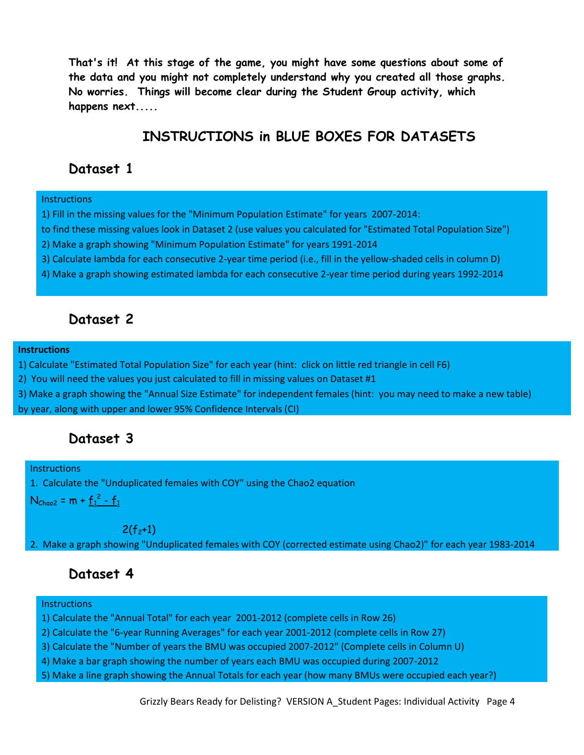**That's it! At this stage of the game, you might have some questions about some of the data and you might not completely understand why you created all those graphs. No worries. Things will become clear during the Student Group activity, which happens next.....**

## INSTRUCTIONS in BLUE BOXES FOR DATASETS

### Dataset 1

Instructions

1) Fill in the missing values for the "Minimum Population Estimate" for years 2007-2014:
to find these missing values look in Dataset 2 (use values you calculated for "Estimated Total Population Size")
2) Make a graph showing "Minimum Population Estimate" for years 1991-2014
3) Calculate lambda for each consecutive 2-year time period (i.e., fill in the yellow-shaded cells in column D)
4) Make a graph showing estimated lambda for each consecutive 2-year time period during years 1992-2014

### Dataset 2

**Instructions**

1) Calculate "Estimated Total Population Size" for each year (hint: click on little red triangle in cell F6)
2) You will need the values you just calculated to fill in missing values on Dataset #1
3) Make a graph showing the "Annual Size Estimate" for independent females (hint: you may need to make a new table) by year, along with upper and lower 95% Confidence Intervals (CI)

### Dataset 3

Instructions

1. Calculate the "Unduplicated females with COY" using the Chao2 equation

$$N_{Chao2} = m + \frac{f_1^2 - f_1}{2(f_2+1)}$$

2. Make a graph showing "Unduplicated females with COY (corrected estimate using Chao2)" for each year 1983-2014

### Dataset 4

Instructions

1) Calculate the "Annual Total" for each year 2001-2012 (complete cells in Row 26)
2) Calculate the "6-year Running Averages" for each year 2001-2012 (complete cells in Row 27)
3) Calculate the "Number of years the BMU was occupied 2007-2012" (Complete cells in Column U)
4) Make a bar graph showing the number of years each BMU was occupied during 2007-2012
5) Make a line graph showing the Annual Totals for each year (how many BMUs were occupied each year?)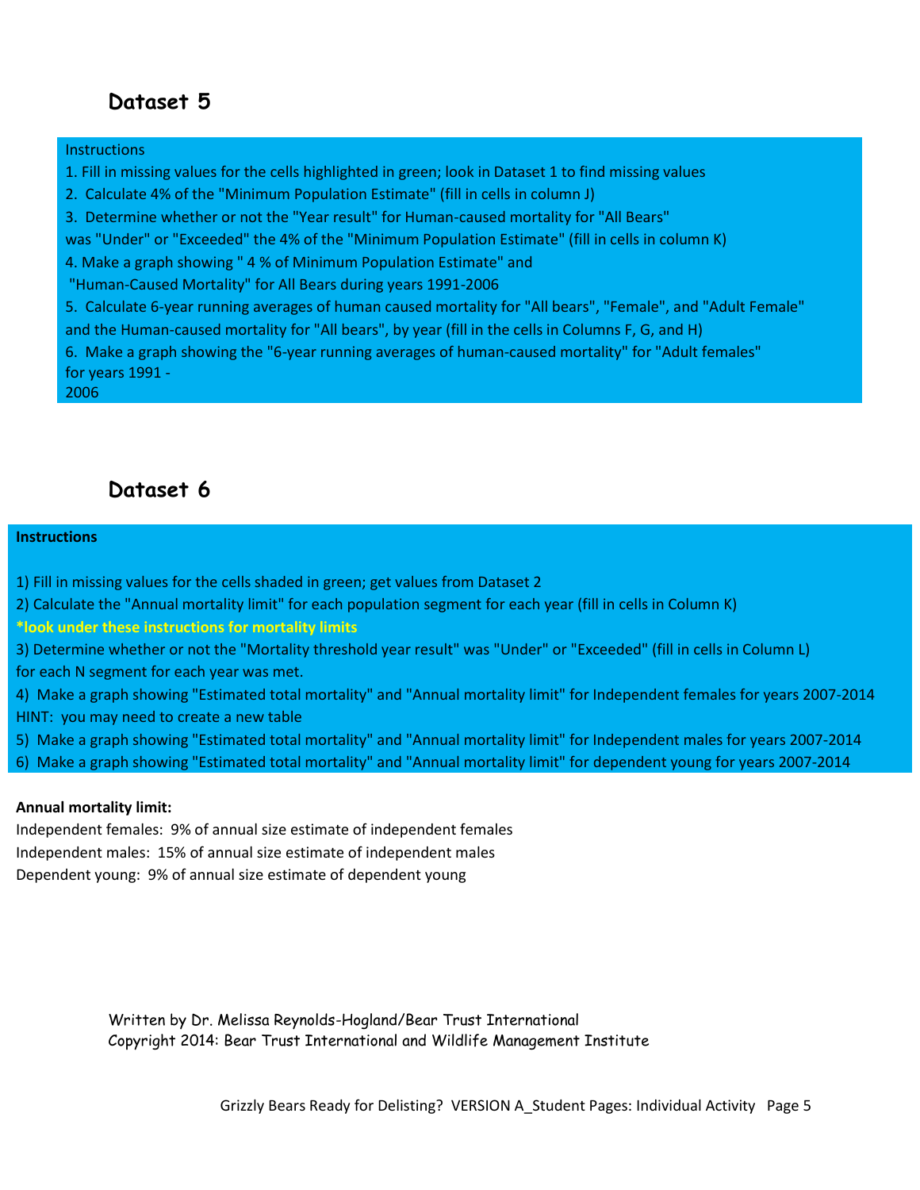## Dataset 5

Instructions

1. Fill in missing values for the cells highlighted in green; look in Dataset 1 to find missing values
2. Calculate 4% of the "Minimum Population Estimate" (fill in cells in column J)
3. Determine whether or not the "Year result" for Human-caused mortality for "All Bears" was "Under" or "Exceeded" the 4% of the "Minimum Population Estimate" (fill in cells in column K)
4. Make a graph showing " 4 % of Minimum Population Estimate" and "Human-Caused Mortality" for All Bears during years 1991-2006
5. Calculate 6-year running averages of human caused mortality for "All bears", "Female", and "Adult Female" and the Human-caused mortality for "All bears", by year (fill in the cells in Columns F, G, and H)
6. Make a graph showing the "6-year running averages of human-caused mortality" for "Adult females" for years 1991 - 2006

## Dataset 6

**Instructions**

1) Fill in missing values for the cells shaded in green; get values from Dataset 2
2) Calculate the "Annual mortality limit" for each population segment for each year (fill in cells in Column K)

**\*look under these instructions for mortality limits**

3) Determine whether or not the "Mortality threshold year result" was "Under" or "Exceeded" (fill in cells in Column L) for each N segment for each year was met.
4) Make a graph showing "Estimated total mortality" and "Annual mortality limit" for Independent females for years 2007-2014 HINT: you may need to create a new table
5) Make a graph showing "Estimated total mortality" and "Annual mortality limit" for Independent males for years 2007-2014
6) Make a graph showing "Estimated total mortality" and "Annual mortality limit" for dependent young for years 2007-2014

**Annual mortality limit:**

Independent females: 9% of annual size estimate of independent females
Independent males: 15% of annual size estimate of independent males
Dependent young: 9% of annual size estimate of dependent young

Written by Dr. Melissa Reynolds-Hogland/Bear Trust International
Copyright 2014: Bear Trust International and Wildlife Management Institute